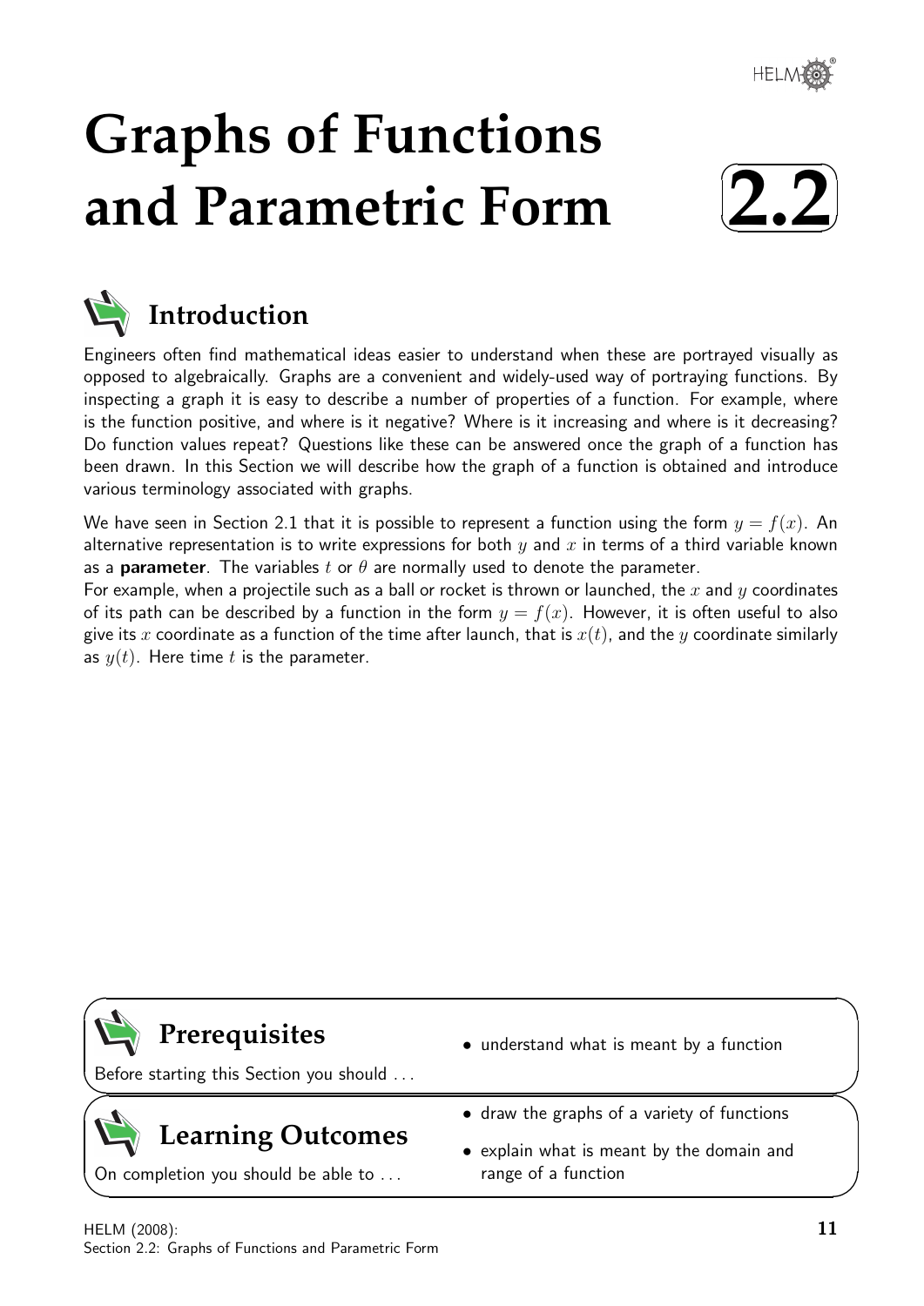# Graphs of Functions and Parametric Form

# 2.2

## Introduction

Engineers often find mathematical ideas easier to understand when these are portrayed visually as opposed to algebraically. Graphs are a convenient and widely-used way of portraying functions. By inspecting a graph it is easy to describe a number of properties of a function. For example, where is the function positive, and where is it negative? Where is it increasing and where is it decreasing? Do function values repeat? Questions like these can be answered once the graph of a function has been drawn. In this Section we will describe how the graph of a function is obtained and introduce various terminology associated with graphs.

We have seen in Section 2.1 that it is possible to represent a function using the form $y = f(x)$. An alternative representation is to write expressions for both $y$ and $x$ in terms of a third variable known as a **parameter**. The variables $t$ or $\theta$ are normally used to denote the parameter.
For example, when a projectile such as a ball or rocket is thrown or launched, the $x$ and $y$ coordinates of its path can be described by a function in the form $y = f(x)$. However, it is often useful to also give its $x$ coordinate as a function of the time after launch, that is $x(t)$, and the $y$ coordinate similarly as $y(t)$. Here time $t$ is the parameter.

## Prerequisites

Before starting this Section you should ...

- understand what is meant by a function

## Learning Outcomes

On completion you should be able to ...

- draw the graphs of a variety of functions
- explain what is meant by the domain and range of a function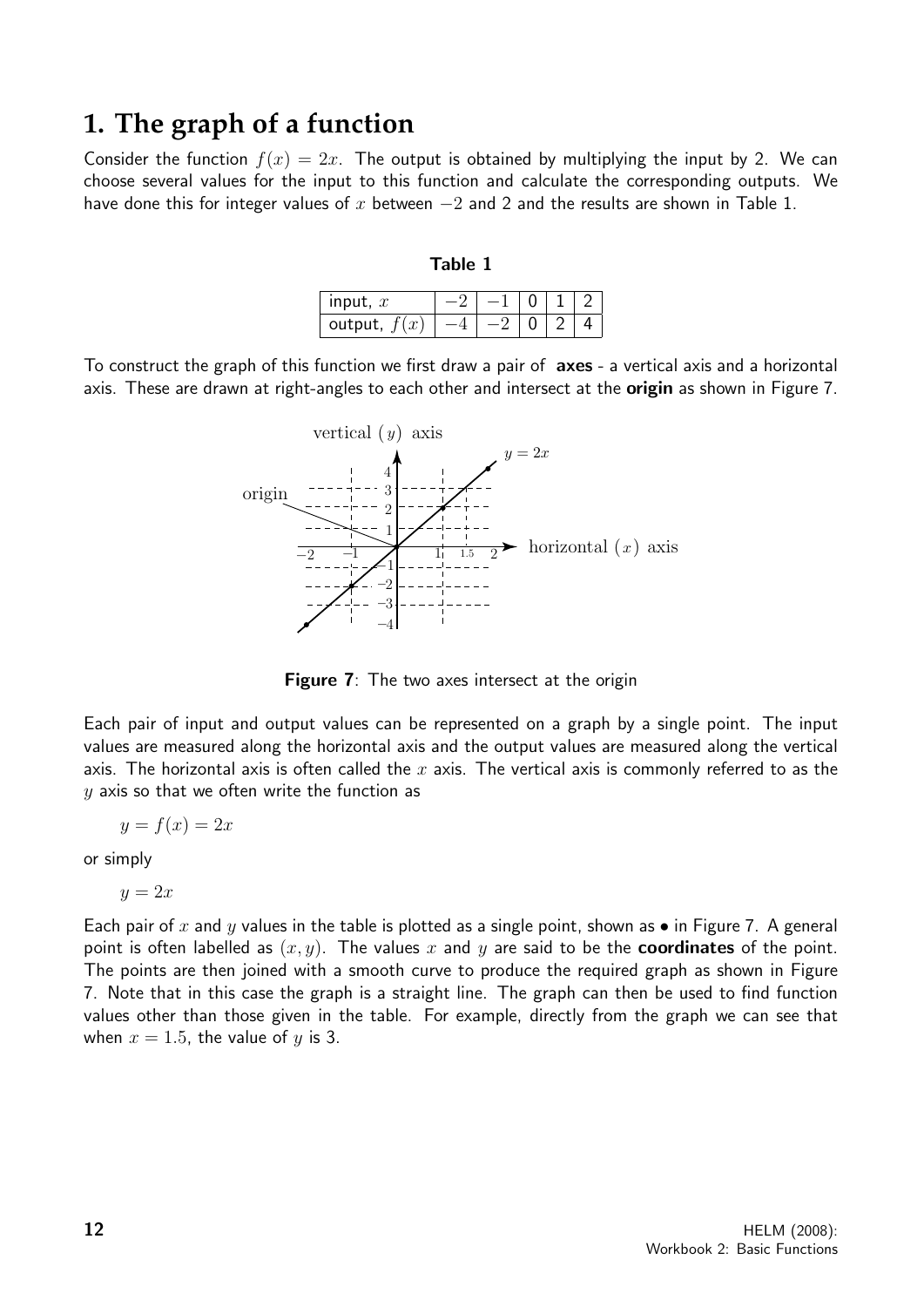# 1. The graph of a function

Consider the function $f(x) = 2x$. The output is obtained by multiplying the input by 2. We can choose several values for the input to this function and calculate the corresponding outputs. We have done this for integer values of $x$ between $-2$ and 2 and the results are shown in Table 1.

**Table 1**

| input, $x$ | $-2$ | $-1$ | 0 | 1 | 2 |
|---|---|---|---|---|---|
| output, $f(x)$ | $-4$ | $-2$ | 0 | 2 | 4 |

To construct the graph of this function we first draw a pair of **axes** - a vertical axis and a horizontal axis. These are drawn at right-angles to each other and intersect at the **origin** as shown in Figure 7.

**Figure 7**: The two axes intersect at the origin

Each pair of input and output values can be represented on a graph by a single point. The input values are measured along the horizontal axis and the output values are measured along the vertical axis. The horizontal axis is often called the $x$ axis. The vertical axis is commonly referred to as the $y$ axis so that we often write the function as

$$y = f(x) = 2x$$

or simply

$$y = 2x$$

Each pair of $x$ and $y$ values in the table is plotted as a single point, shown as • in Figure 7. A general point is often labelled as $(x, y)$. The values $x$ and $y$ are said to be the **coordinates** of the point. The points are then joined with a smooth curve to produce the required graph as shown in Figure 7. Note that in this case the graph is a straight line. The graph can then be used to find function values other than those given in the table. For example, directly from the graph we can see that when $x = 1.5$, the value of $y$ is 3.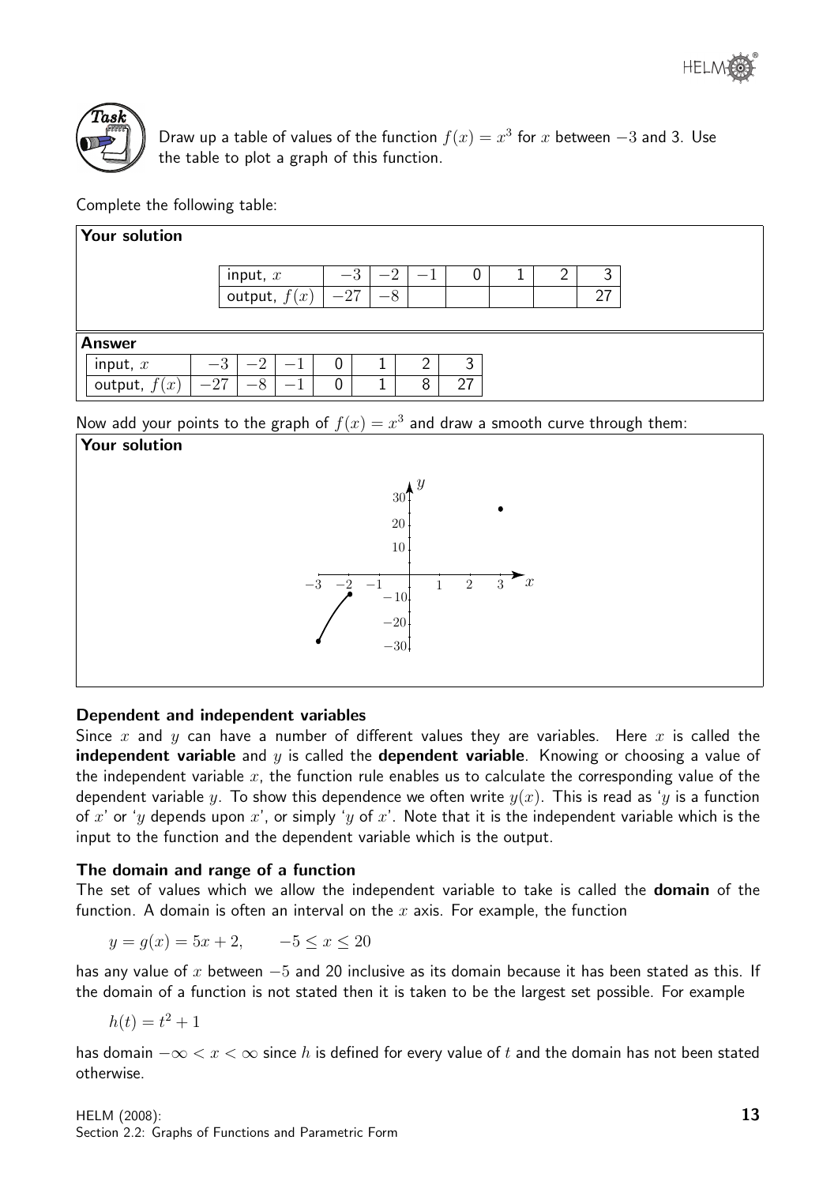**Task**

Draw up a table of values of the function $f(x) = x^3$ for $x$ between $-3$ and 3. Use the table to plot a graph of this function.

Complete the following table:

**Your solution**

| input, $x$ | $-3$ | $-2$ | $-1$ | 0 | 1 | 2 | 3 |
|---|---|---|---|---|---|---|---|
| output, $f(x)$ | $-27$ | $-8$ | | | | | 27 |

**Answer**

| input, $x$ | $-3$ | $-2$ | $-1$ | 0 | 1 | 2 | 3 |
|---|---|---|---|---|---|---|---|
| output, $f(x)$ | $-27$ | $-8$ | $-1$ | 0 | 1 | 8 | 27 |

Now add your points to the graph of $f(x) = x^3$ and draw a smooth curve through them:

**Your solution**

### Dependent and independent variables

Since $x$ and $y$ can have a number of different values they are variables. Here $x$ is called the **independent variable** and $y$ is called the **dependent variable**. Knowing or choosing a value of the independent variable $x$, the function rule enables us to calculate the corresponding value of the dependent variable $y$. To show this dependence we often write $y(x)$. This is read as '$y$ is a function of $x$' or '$y$ depends upon $x$', or simply '$y$ of $x$'. Note that it is the independent variable which is the input to the function and the dependent variable which is the output.

### The domain and range of a function

The set of values which we allow the independent variable to take is called the **domain** of the function. A domain is often an interval on the $x$ axis. For example, the function

$$y = g(x) = 5x + 2, \qquad -5 \leq x \leq 20$$

has any value of $x$ between $-5$ and 20 inclusive as its domain because it has been stated as this. If the domain of a function is not stated then it is taken to be the largest set possible. For example

$$h(t) = t^2 + 1$$

has domain $-\infty < x < \infty$ since $h$ is defined for every value of $t$ and the domain has not been stated otherwise.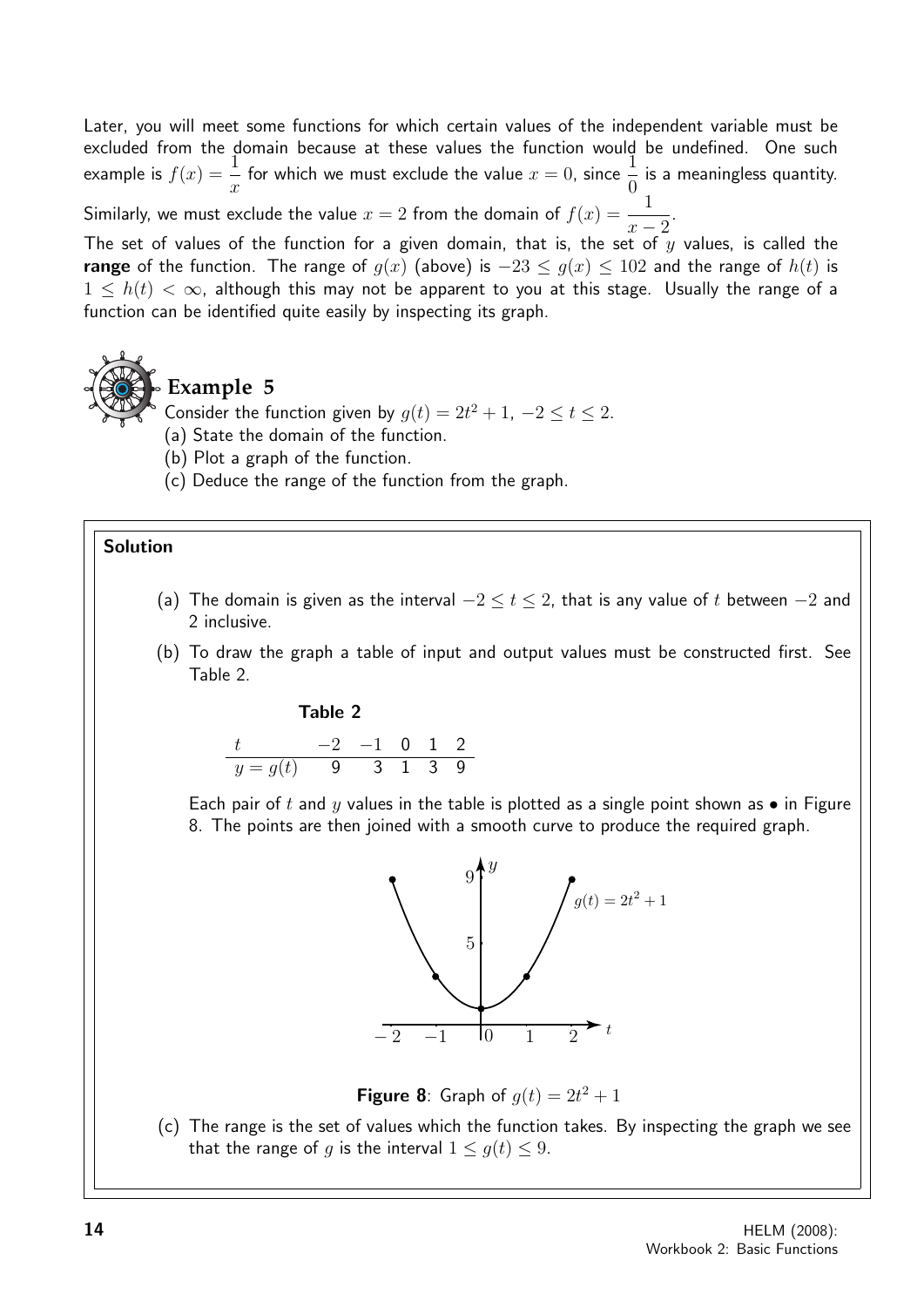Later, you will meet some functions for which certain values of the independent variable must be excluded from the domain because at these values the function would be undefined. One such example is $f(x) = \dfrac{1}{x}$ for which we must exclude the value $x = 0$, since $\dfrac{1}{0}$ is a meaningless quantity. Similarly, we must exclude the value $x = 2$ from the domain of $f(x) = \dfrac{1}{x-2}$.

The set of values of the function for a given domain, that is, the set of $y$ values, is called the **range** of the function. The range of $g(x)$ (above) is $-23 \leq g(x) \leq 102$ and the range of $h(t)$ is $1 \leq h(t) < \infty$, although this may not be apparent to you at this stage. Usually the range of a function can be identified quite easily by inspecting its graph.

## Example 5

Consider the function given by $g(t) = 2t^2 + 1$, $-2 \leq t \leq 2$.

(a) State the domain of the function.

(b) Plot a graph of the function.

(c) Deduce the range of the function from the graph.

### Solution

(a) The domain is given as the interval $-2 \leq t \leq 2$, that is any value of $t$ between $-2$ and 2 inclusive.

(b) To draw the graph a table of input and output values must be constructed first. See Table 2.

**Table 2**

| $t$ | $-2$ | $-1$ | 0 | 1 | 2 |
|---|---|---|---|---|---|
| $y = g(t)$ | 9 | 3 | 1 | 3 | 9 |

Each pair of $t$ and $y$ values in the table is plotted as a single point shown as • in Figure 8. The points are then joined with a smooth curve to produce the required graph.

**Figure 8**: Graph of $g(t) = 2t^2 + 1$

(c) The range is the set of values which the function takes. By inspecting the graph we see that the range of $g$ is the interval $1 \leq g(t) \leq 9$.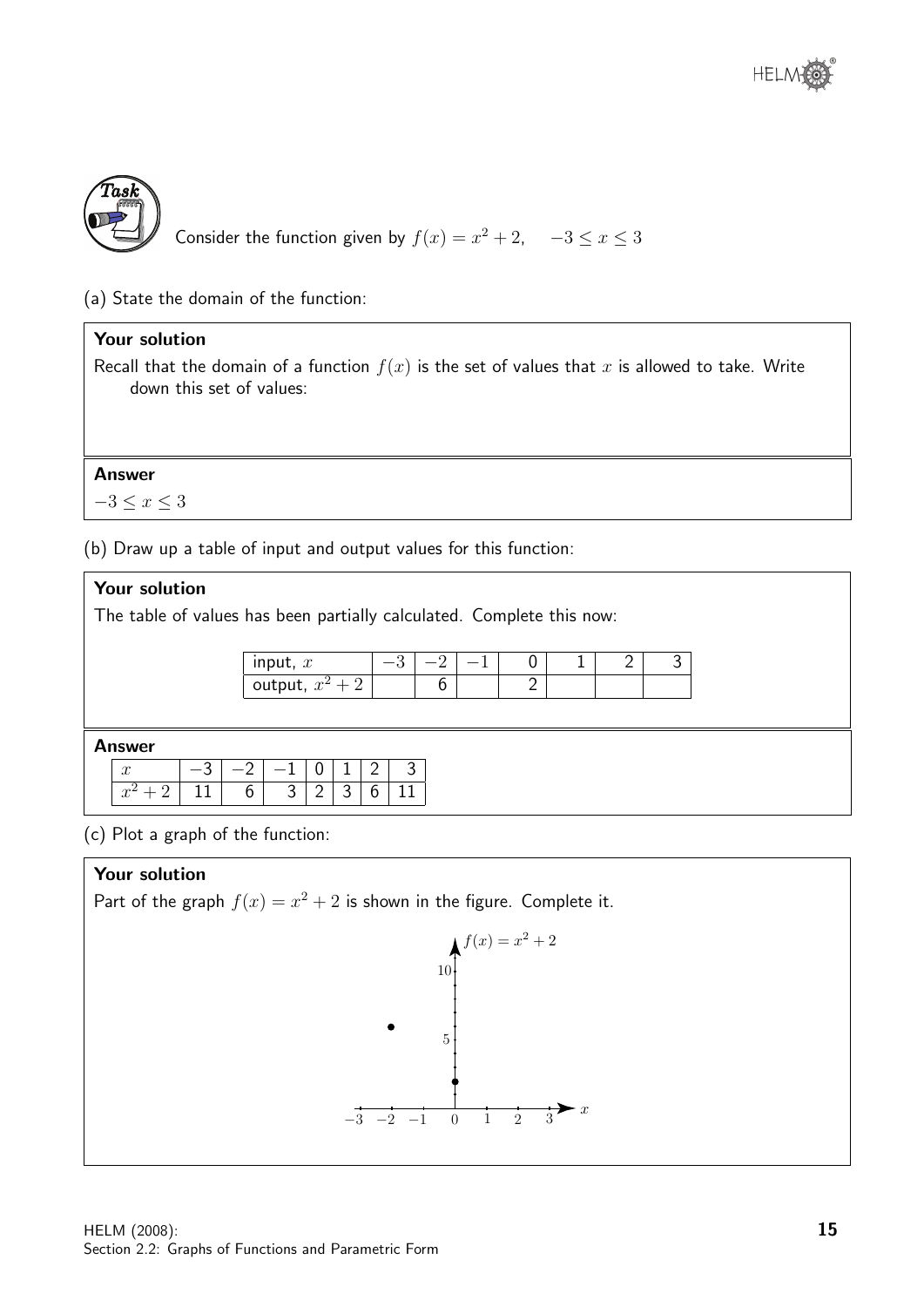**Task**

Consider the function given by $f(x) = x^2 + 2, \quad -3 \leq x \leq 3$

(a) State the domain of the function:

**Your solution**

Recall that the domain of a function $f(x)$ is the set of values that $x$ is allowed to take. Write down this set of values:

**Answer**

$-3 \leq x \leq 3$

(b) Draw up a table of input and output values for this function:

**Your solution**

The table of values has been partially calculated. Complete this now:

| input, $x$ | $-3$ | $-2$ | $-1$ | 0 | 1 | 2 | 3 |
|---|---|---|---|---|---|---|---|
| output, $x^2 + 2$ | | 6 | | 2 | | | |

**Answer**

| $x$ | $-3$ | $-2$ | $-1$ | 0 | 1 | 2 | 3 |
|---|---|---|---|---|---|---|---|
| $x^2 + 2$ | 11 | 6 | 3 | 2 | 3 | 6 | 11 |

(c) Plot a graph of the function:

**Your solution**

Part of the graph $f(x) = x^2 + 2$ is shown in the figure. Complete it.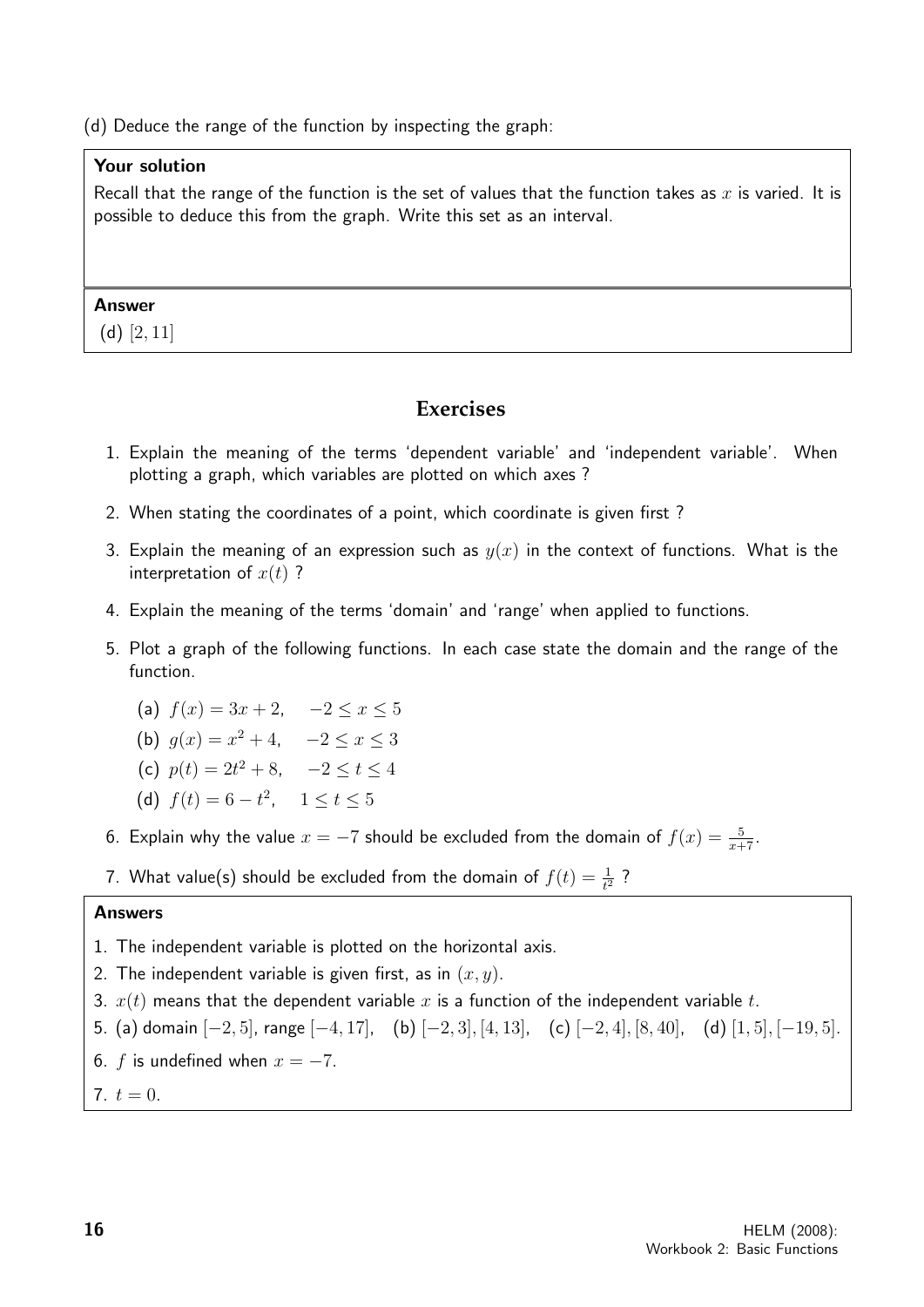(d) Deduce the range of the function by inspecting the graph:

**Your solution**

Recall that the range of the function is the set of values that the function takes as $x$ is varied. It is possible to deduce this from the graph. Write this set as an interval.

**Answer**

(d) $[2, 11]$

## Exercises

1. Explain the meaning of the terms 'dependent variable' and 'independent variable'. When plotting a graph, which variables are plotted on which axes ?
2. When stating the coordinates of a point, which coordinate is given first ?
3. Explain the meaning of an expression such as $y(x)$ in the context of functions. What is the interpretation of $x(t)$ ?
4. Explain the meaning of the terms 'domain' and 'range' when applied to functions.
5. Plot a graph of the following functions. In each case state the domain and the range of the function.

   (a) $f(x) = 3x + 2, \quad -2 \leq x \leq 5$

   (b) $g(x) = x^2 + 4, \quad -2 \leq x \leq 3$

   (c) $p(t) = 2t^2 + 8, \quad -2 \leq t \leq 4$

   (d) $f(t) = 6 - t^2, \quad 1 \leq t \leq 5$
6. Explain why the value $x = -7$ should be excluded from the domain of $f(x) = \frac{5}{x+7}$.
7. What value(s) should be excluded from the domain of $f(t) = \frac{1}{t^2}$ ?

**Answers**

1. The independent variable is plotted on the horizontal axis.
2. The independent variable is given first, as in $(x, y)$.
3. $x(t)$ means that the dependent variable $x$ is a function of the independent variable $t$.
5. (a) domain $[-2, 5]$, range $[-4, 17]$, (b) $[-2, 3], [4, 13]$, (c) $[-2, 4], [8, 40]$, (d) $[1, 5], [-19, 5]$.
6. $f$ is undefined when $x = -7$.
7. $t = 0$.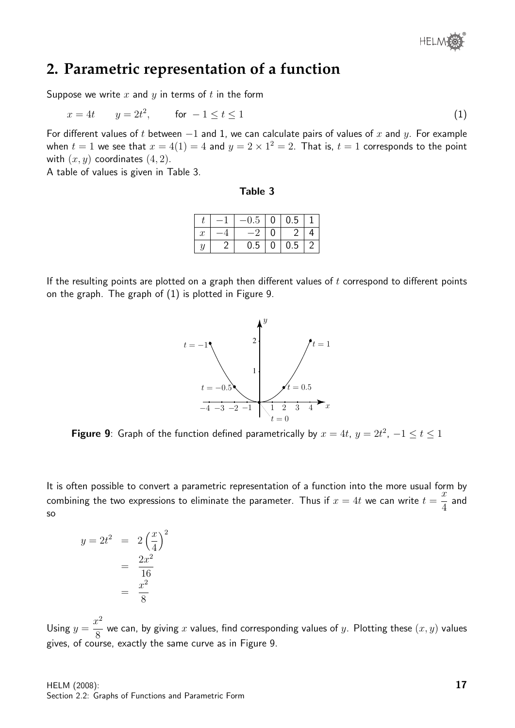## 2. Parametric representation of a function

Suppose we write $x$ and $y$ in terms of $t$ in the form

$$x = 4t \qquad y = 2t^2, \qquad \text{for } -1 \leq t \leq 1 \tag{1}$$

For different values of $t$ between $-1$ and 1, we can calculate pairs of values of $x$ and $y$. For example when $t = 1$ we see that $x = 4(1) = 4$ and $y = 2 \times 1^2 = 2$. That is, $t = 1$ corresponds to the point with $(x, y)$ coordinates $(4, 2)$.
A table of values is given in Table 3.

**Table 3**

| $t$ | $-1$ | $-0.5$ | 0 | 0.5 | 1 |
|---|---|---|---|---|---|
| $x$ | $-4$ | $-2$ | 0 | 2 | 4 |
| $y$ | 2 | 0.5 | 0 | 0.5 | 2 |

If the resulting points are plotted on a graph then different values of $t$ correspond to different points on the graph. The graph of (1) is plotted in Figure 9.

**Figure 9**: Graph of the function defined parametrically by $x = 4t$, $y = 2t^2$, $-1 \leq t \leq 1$

It is often possible to convert a parametric representation of a function into the more usual form by combining the two expressions to eliminate the parameter. Thus if $x = 4t$ we can write $t = \dfrac{x}{4}$ and so

$$\begin{aligned} y = 2t^2 &= 2\left(\frac{x}{4}\right)^2 \\ &= \frac{2x^2}{16} \\ &= \frac{x^2}{8} \end{aligned}$$

Using $y = \dfrac{x^2}{8}$ we can, by giving $x$ values, find corresponding values of $y$. Plotting these $(x, y)$ values gives, of course, exactly the same curve as in Figure 9.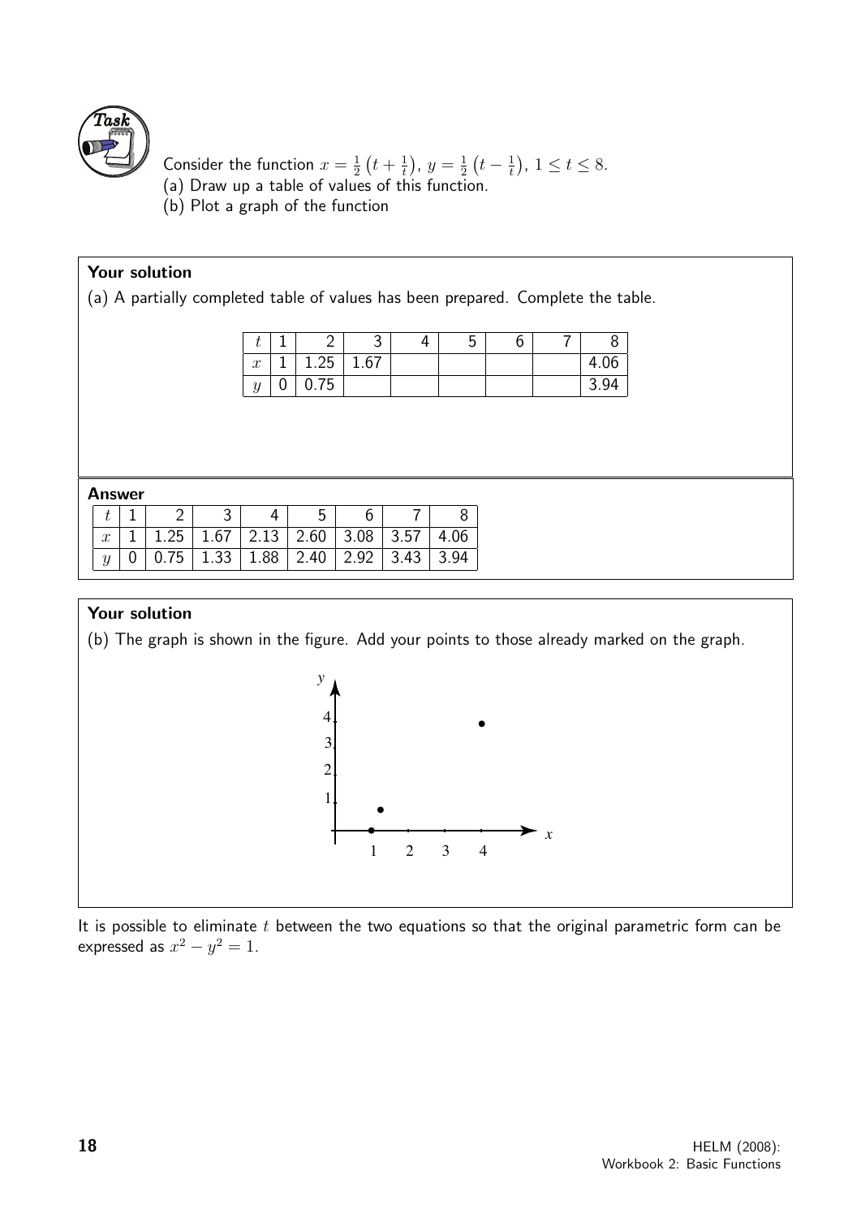**Task**

Consider the function $x = \frac{1}{2}\left(t + \frac{1}{t}\right)$, $y = \frac{1}{2}\left(t - \frac{1}{t}\right)$, $1 \leq t \leq 8$.

(a) Draw up a table of values of this function.

(b) Plot a graph of the function

**Your solution**

(a) A partially completed table of values has been prepared. Complete the table.

| $t$ | 1 | 2 | 3 | 4 | 5 | 6 | 7 | 8 |
|---|---|---|---|---|---|---|---|---|
| $x$ | 1 | 1.25 | 1.67 | | | | | 4.06 |
| $y$ | 0 | 0.75 | | | | | | 3.94 |

**Answer**

| $t$ | 1 | 2 | 3 | 4 | 5 | 6 | 7 | 8 |
|---|---|---|---|---|---|---|---|---|
| $x$ | 1 | 1.25 | 1.67 | 2.13 | 2.60 | 3.08 | 3.57 | 4.06 |
| $y$ | 0 | 0.75 | 1.33 | 1.88 | 2.40 | 2.92 | 3.43 | 3.94 |

**Your solution**

(b) The graph is shown in the figure. Add your points to those already marked on the graph.

It is possible to eliminate $t$ between the two equations so that the original parametric form can be expressed as $x^2 - y^2 = 1$.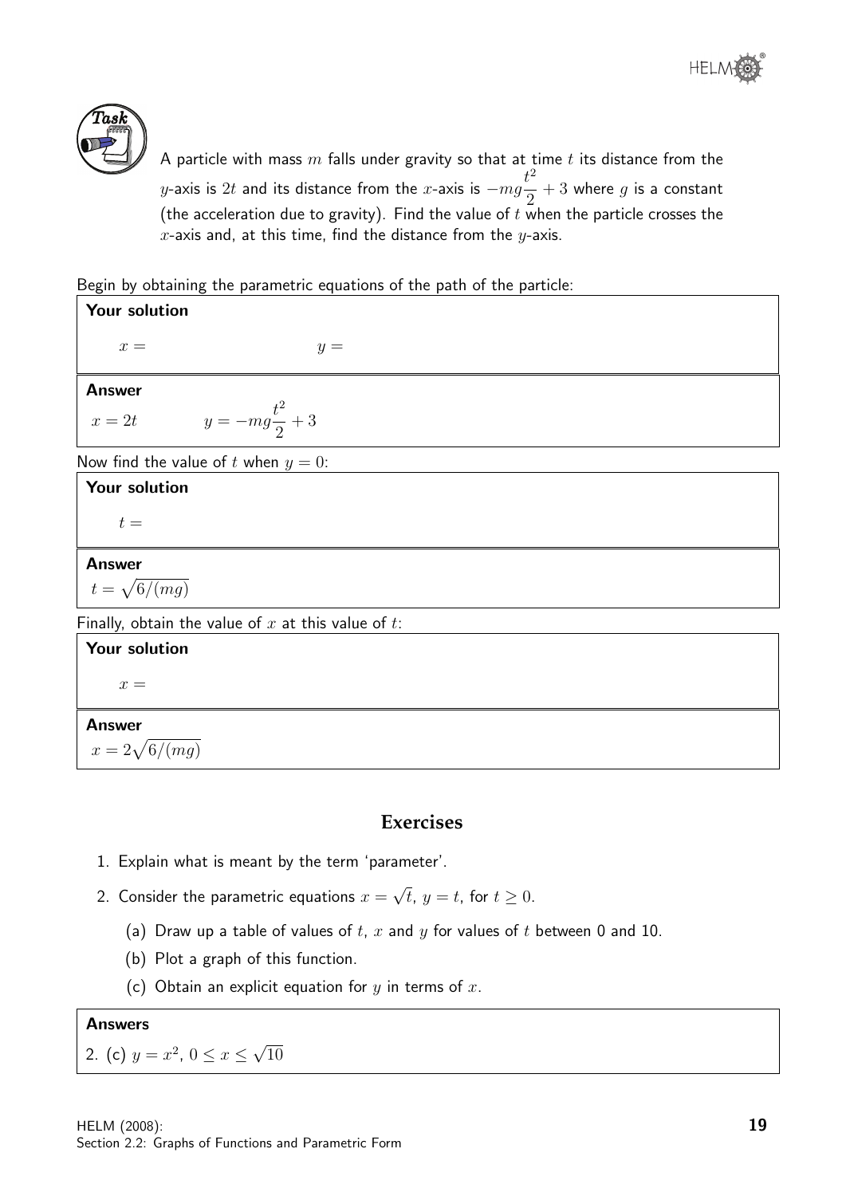**Task**

A particle with mass $m$ falls under gravity so that at time $t$ its distance from the $y$-axis is $2t$ and its distance from the $x$-axis is $-mg\dfrac{t^2}{2} + 3$ where $g$ is a constant (the acceleration due to gravity). Find the value of $t$ when the particle crosses the $x$-axis and, at this time, find the distance from the $y$-axis.

Begin by obtaining the parametric equations of the path of the particle:

**Your solution**

$x =$ $\qquad\qquad$ $y =$

**Answer**

$x = 2t \qquad y = -mg\dfrac{t^2}{2} + 3$

Now find the value of $t$ when $y = 0$:

**Your solution**

$t =$

**Answer**

$t = \sqrt{6/(mg)}$

Finally, obtain the value of $x$ at this value of $t$:

**Your solution**

$x =$

**Answer**

$x = 2\sqrt{6/(mg)}$

## Exercises

1. Explain what is meant by the term 'parameter'.
2. Consider the parametric equations $x = \sqrt{t}$, $y = t$, for $t \geq 0$.
   (a) Draw up a table of values of $t$, $x$ and $y$ for values of $t$ between 0 and 10.
   (b) Plot a graph of this function.
   (c) Obtain an explicit equation for $y$ in terms of $x$.

**Answers**

2. (c) $y = x^2$, $0 \leq x \leq \sqrt{10}$